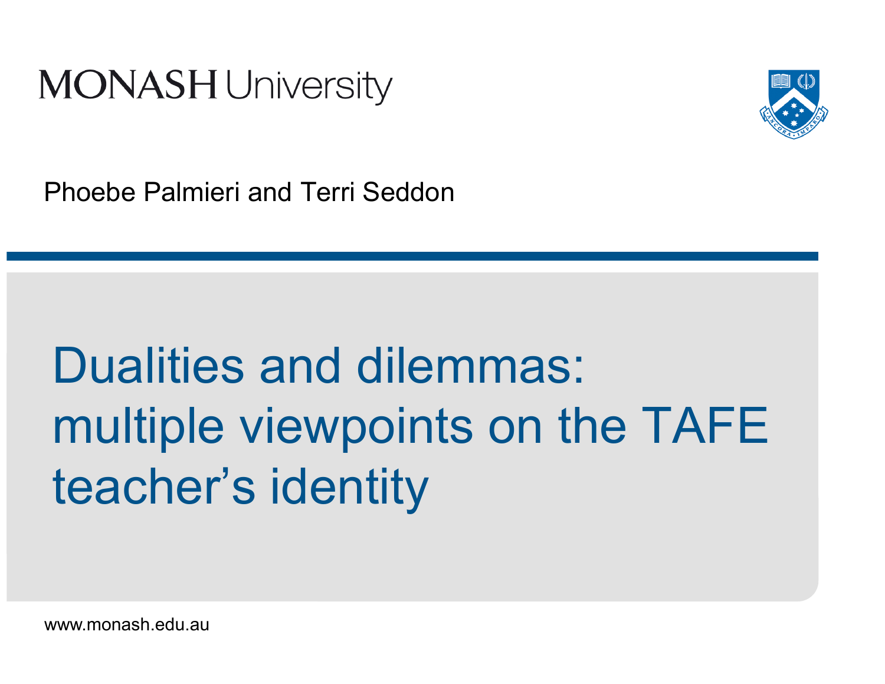MONASH University

Phoebe Palmieri and Terri Seddon

# Dualities and dilemmas: multiple viewpoints on the TAFE teacher's identity

www.monash.edu.au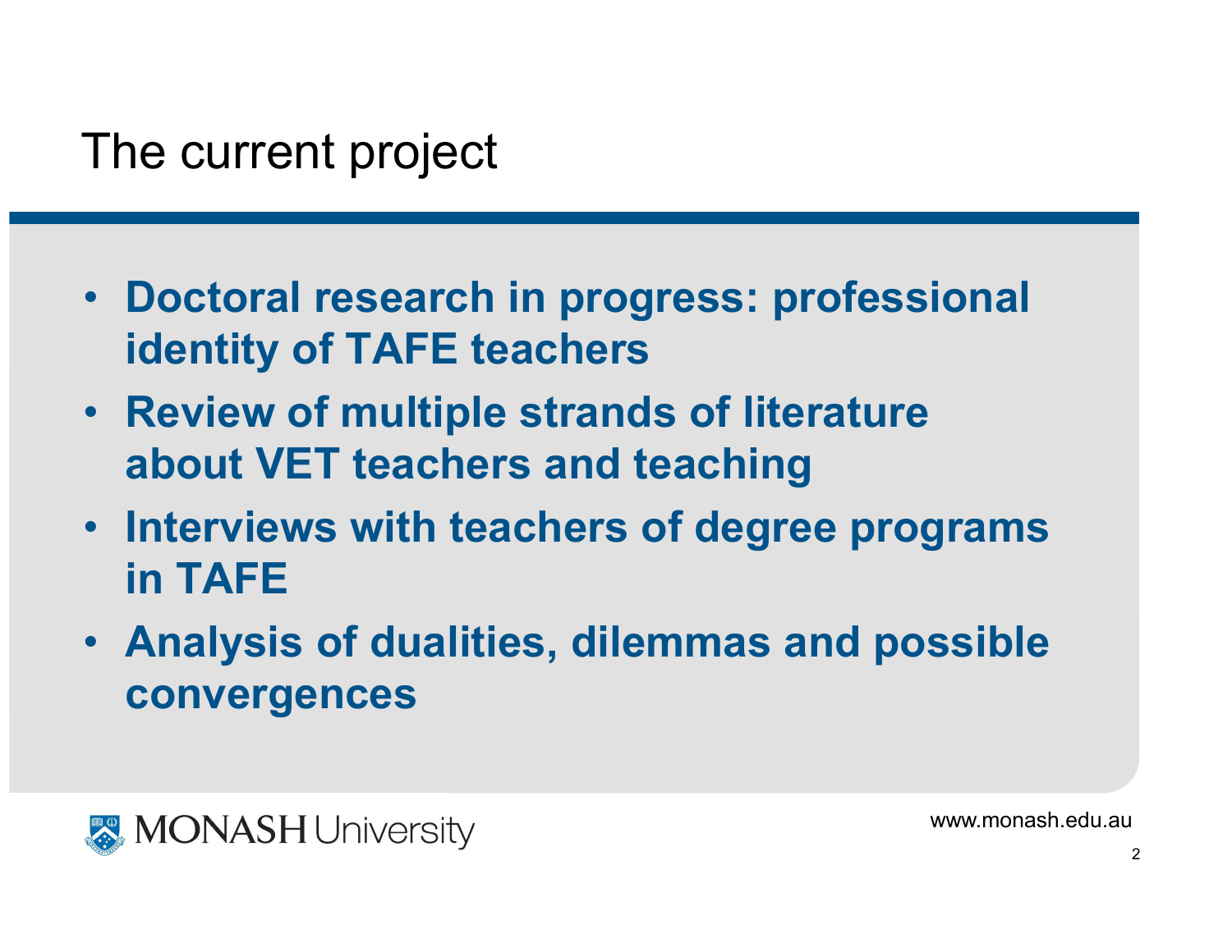# The current project

- **Doctoral research in progress: professional identity of TAFE teachers**
- **Review of multiple strands of literature about VET teachers and teaching**
- **Interviews with teachers of degree programs in TAFE**
- **Analysis of dualities, dilemmas and possible convergences**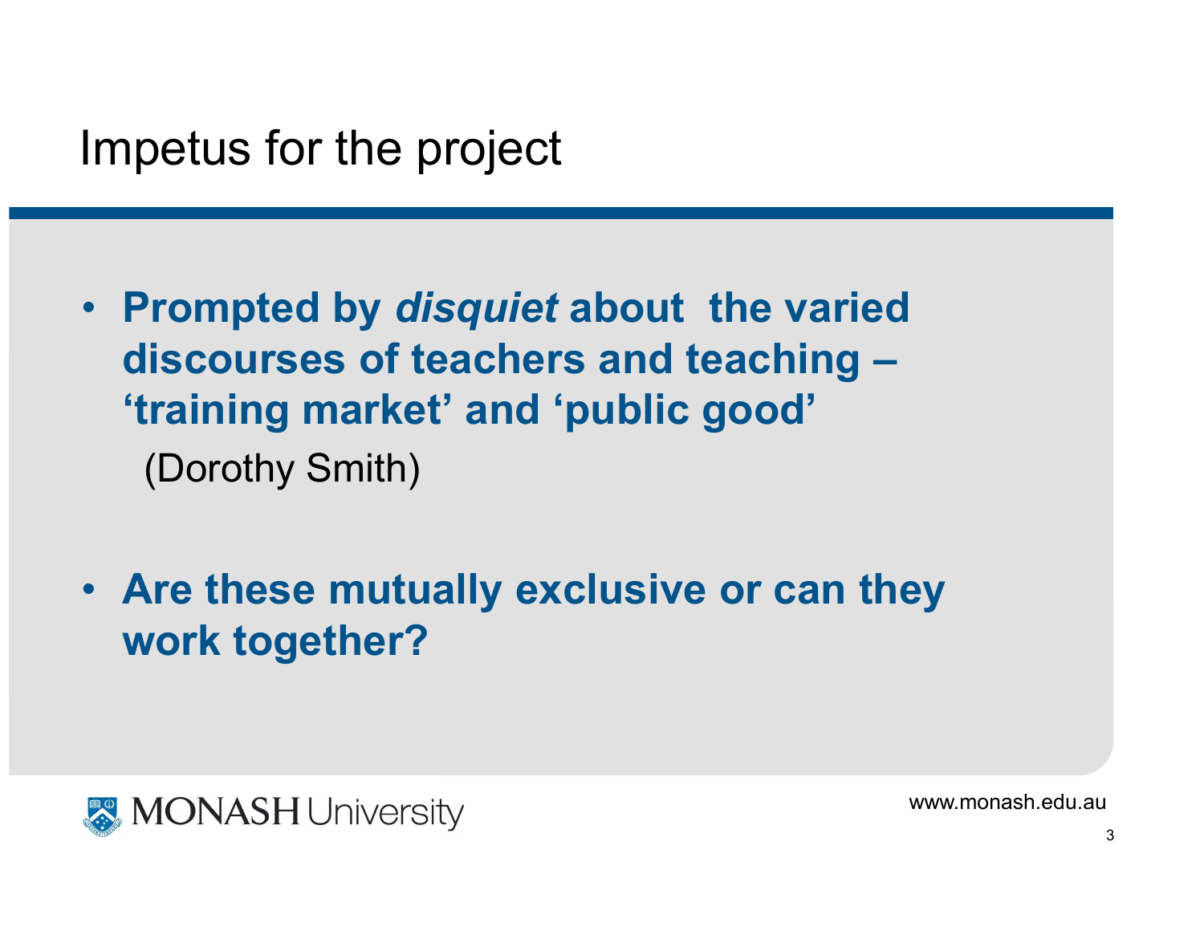# Impetus for the project

- **Prompted by *disquiet* about the varied discourses of teachers and teaching – ‘training market’ and ‘public good’**

  (Dorothy Smith)

- **Are these mutually exclusive or can they work together?**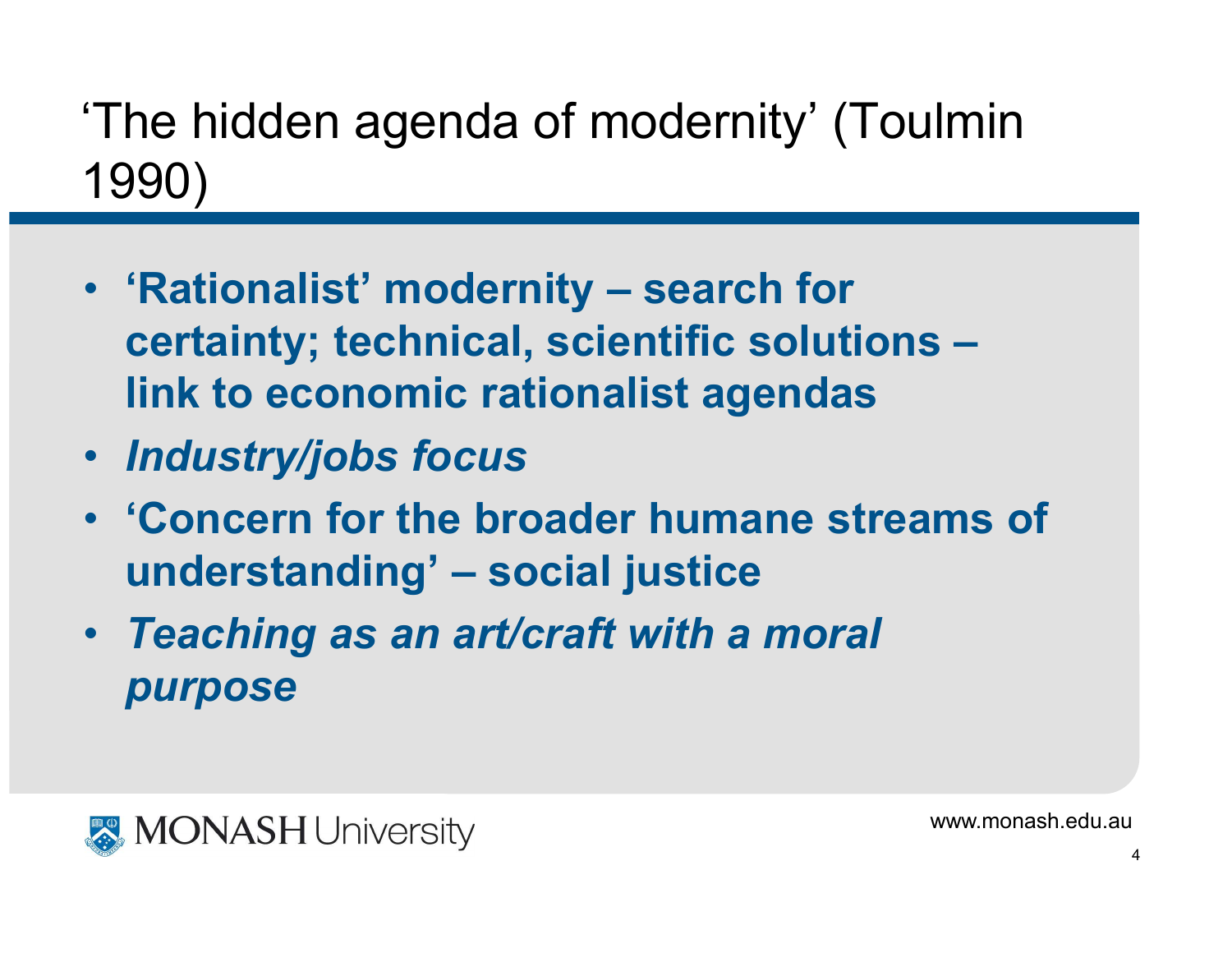# ‘The hidden agenda of modernity’ (Toulmin 1990)

- **‘Rationalist’ modernity – search for certainty; technical, scientific solutions – link to economic rationalist agendas**
- ***Industry/jobs focus***
- **‘Concern for the broader humane streams of understanding’ – social justice**
- ***Teaching as an art/craft with a moral purpose***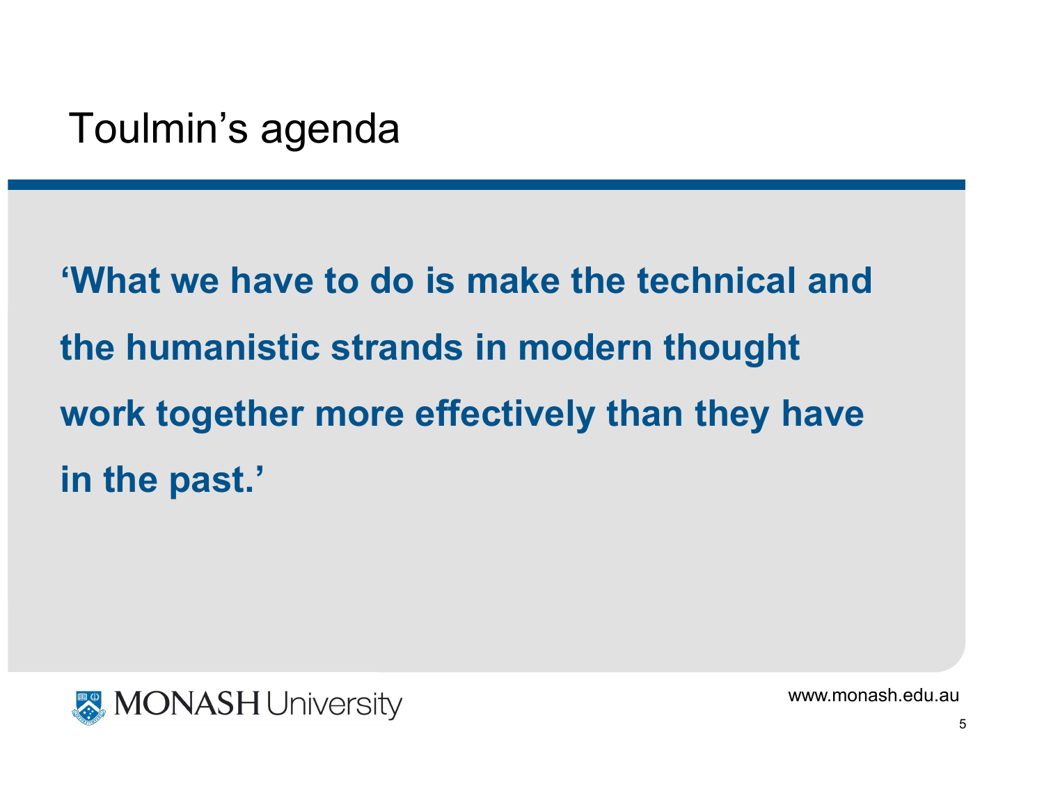# Toulmin’s agenda

**‘What we have to do is make the technical and the humanistic strands in modern thought work together more effectively than they have in the past.’**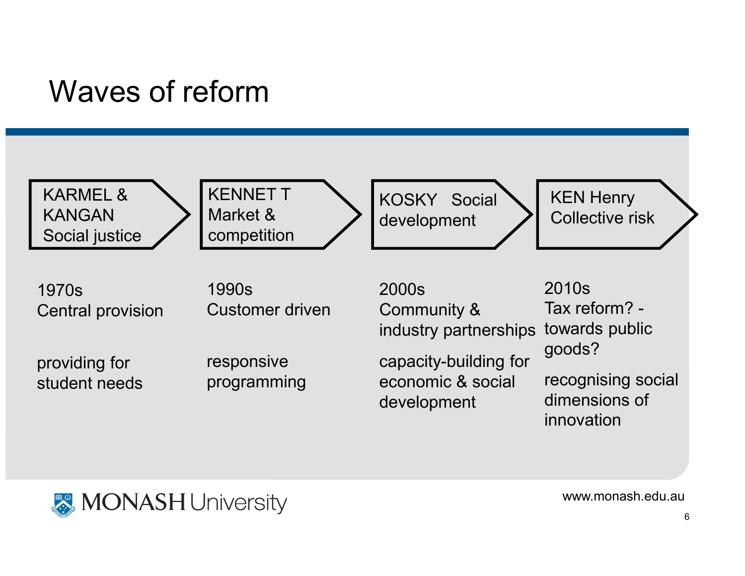# Waves of reform

| KARMEL & KANGAN Social justice | KENNET T Market & competition | KOSKY Social development | KEN Henry Collective risk |
|---|---|---|---|
| 1970s Central provision | 1990s Customer driven | 2000s Community & industry partnerships | 2010s Tax reform? - towards public goods? |
| providing for student needs | responsive programming | capacity-building for economic & social development | recognising social dimensions of innovation |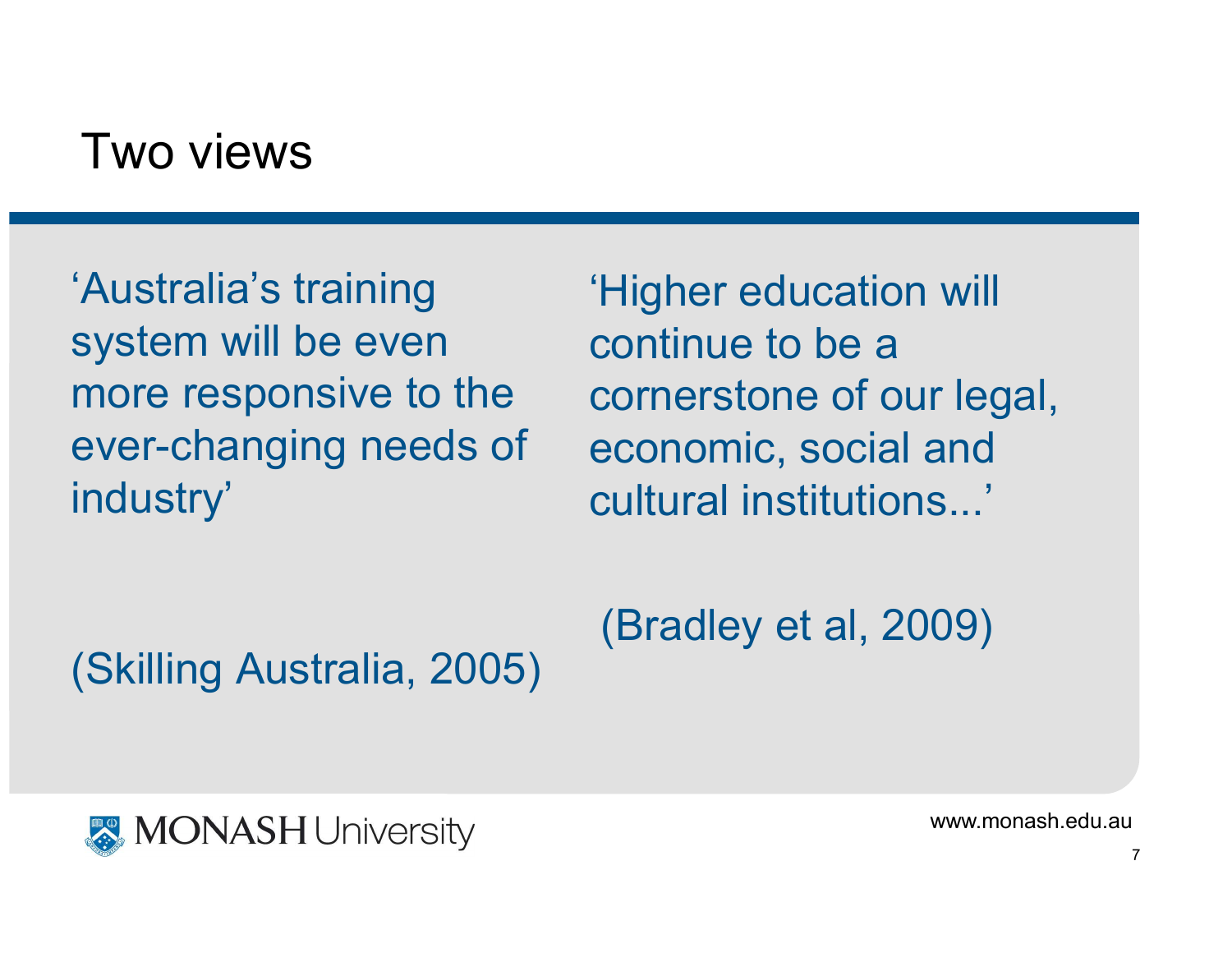# Two views

‘Australia’s training system will be even more responsive to the ever-changing needs of industry’

(Skilling Australia, 2005)

‘Higher education will continue to be a cornerstone of our legal, economic, social and cultural institutions...’

(Bradley et al, 2009)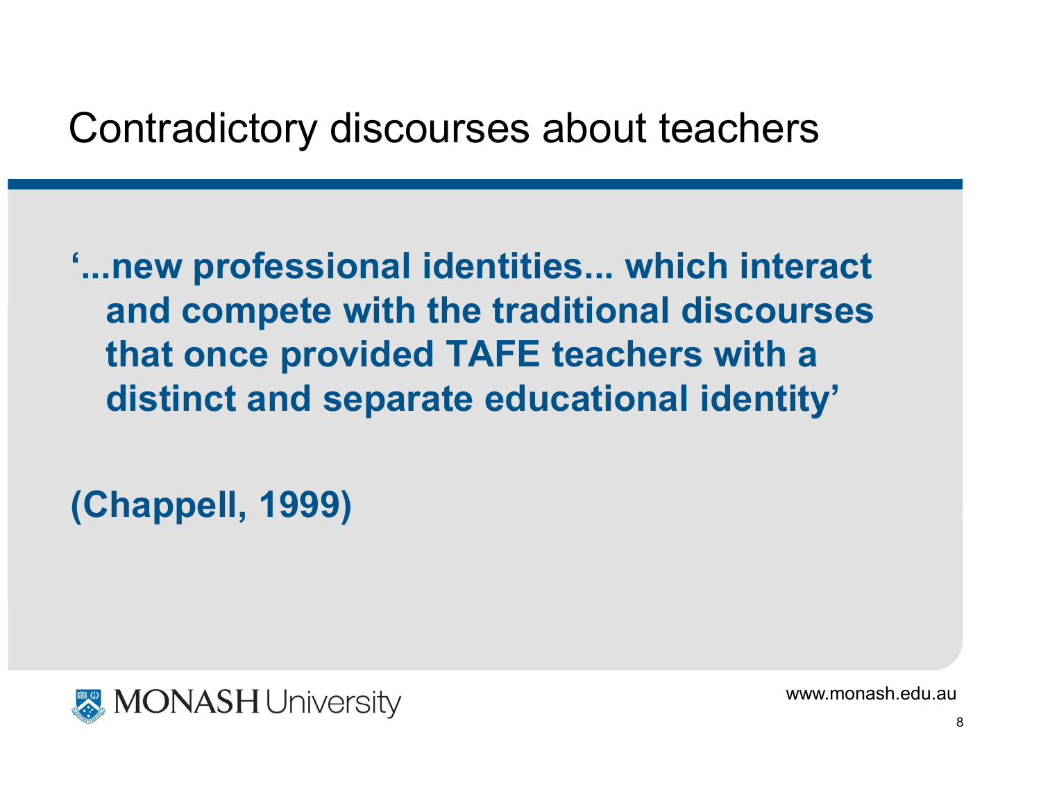# Contradictory discourses about teachers

**'...new professional identities... which interact and compete with the traditional discourses that once provided TAFE teachers with a distinct and separate educational identity'**

**(Chappell, 1999)**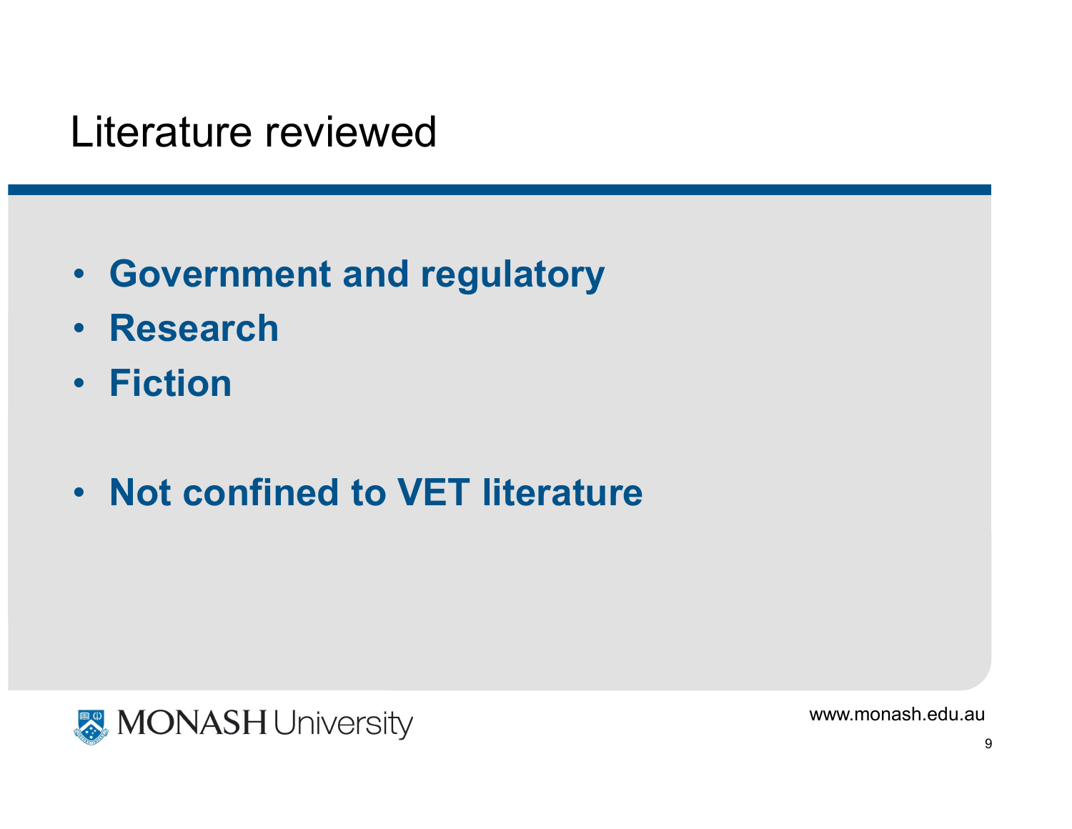# Literature reviewed

- **Government and regulatory**
- **Research**
- **Fiction**

- **Not confined to VET literature**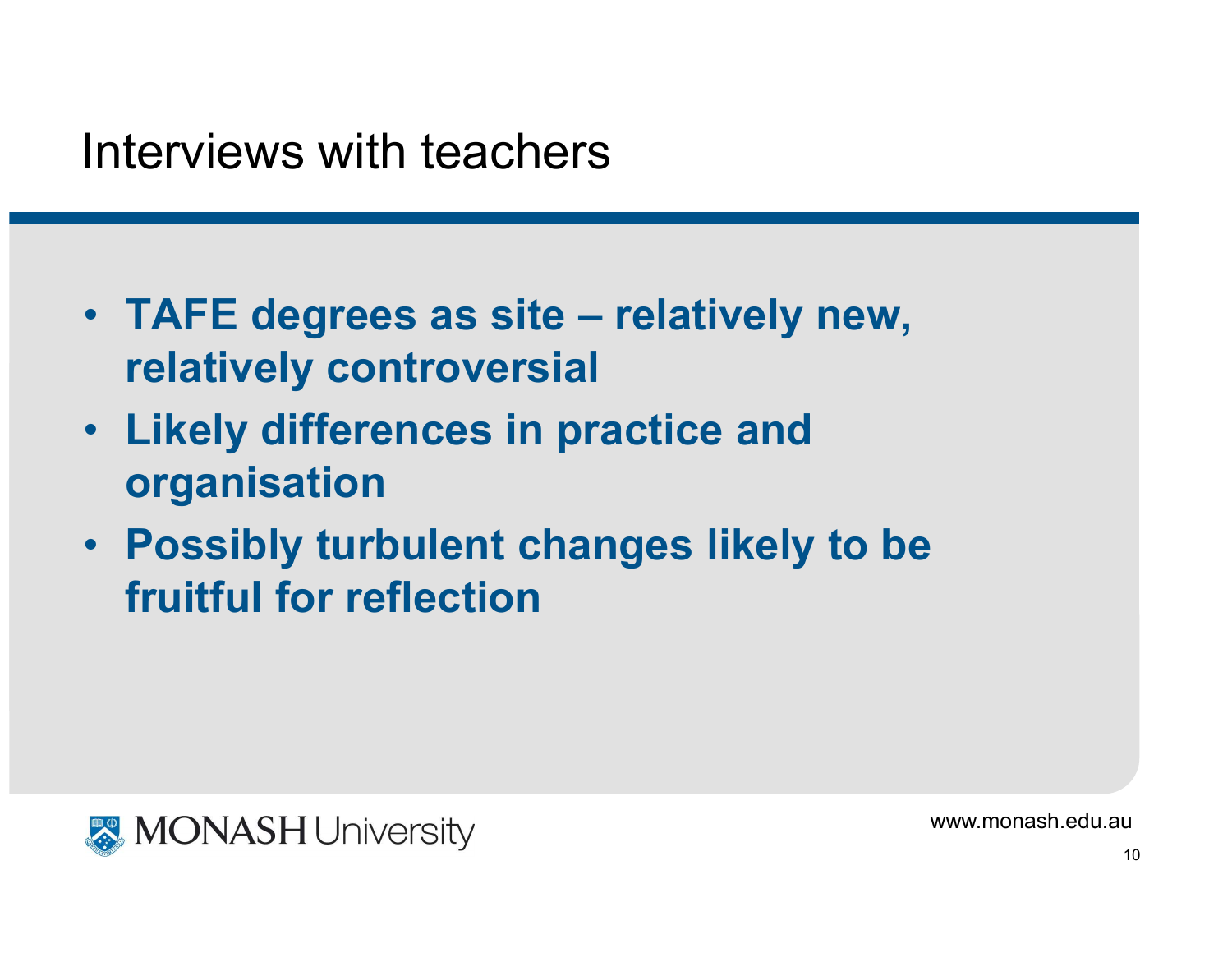# Interviews with teachers

- **TAFE degrees as site – relatively new, relatively controversial**
- **Likely differences in practice and organisation**
- **Possibly turbulent changes likely to be fruitful for reflection**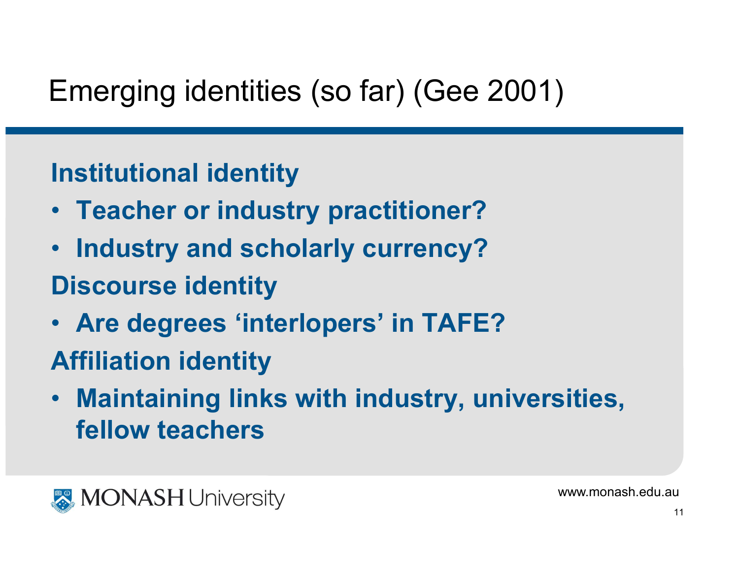# Emerging identities (so far) (Gee 2001)

**Institutional identity**

- **Teacher or industry practitioner?**
- **Industry and scholarly currency?**

**Discourse identity**

- **Are degrees 'interlopers' in TAFE?**

**Affiliation identity**

- **Maintaining links with industry, universities, fellow teachers**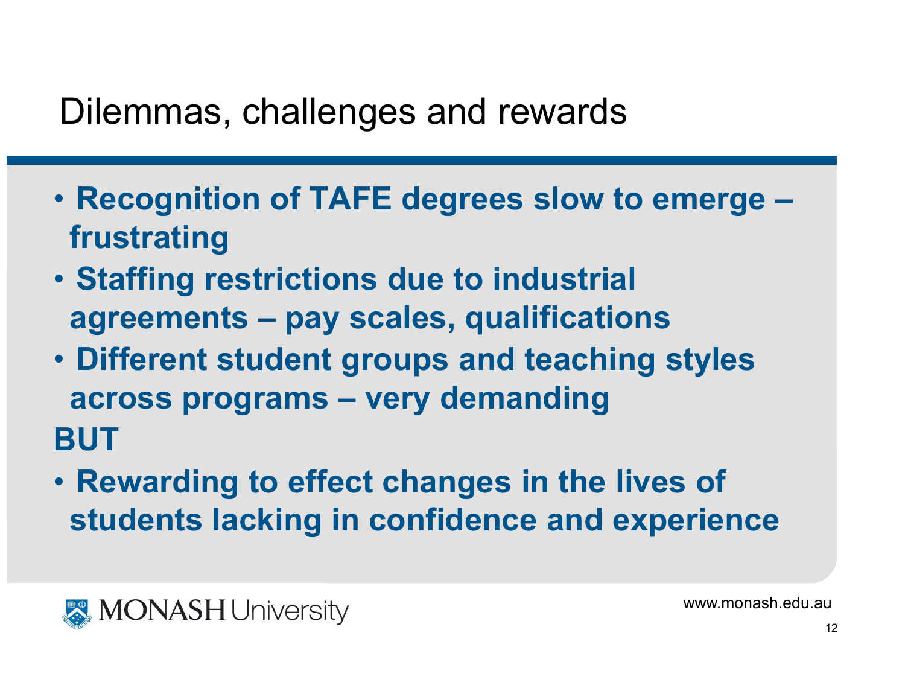# Dilemmas, challenges and rewards

- **Recognition of TAFE degrees slow to emerge – frustrating**
- **Staffing restrictions due to industrial agreements – pay scales, qualifications**
- **Different student groups and teaching styles across programs – very demanding**

**BUT**

- **Rewarding to effect changes in the lives of students lacking in confidence and experience**